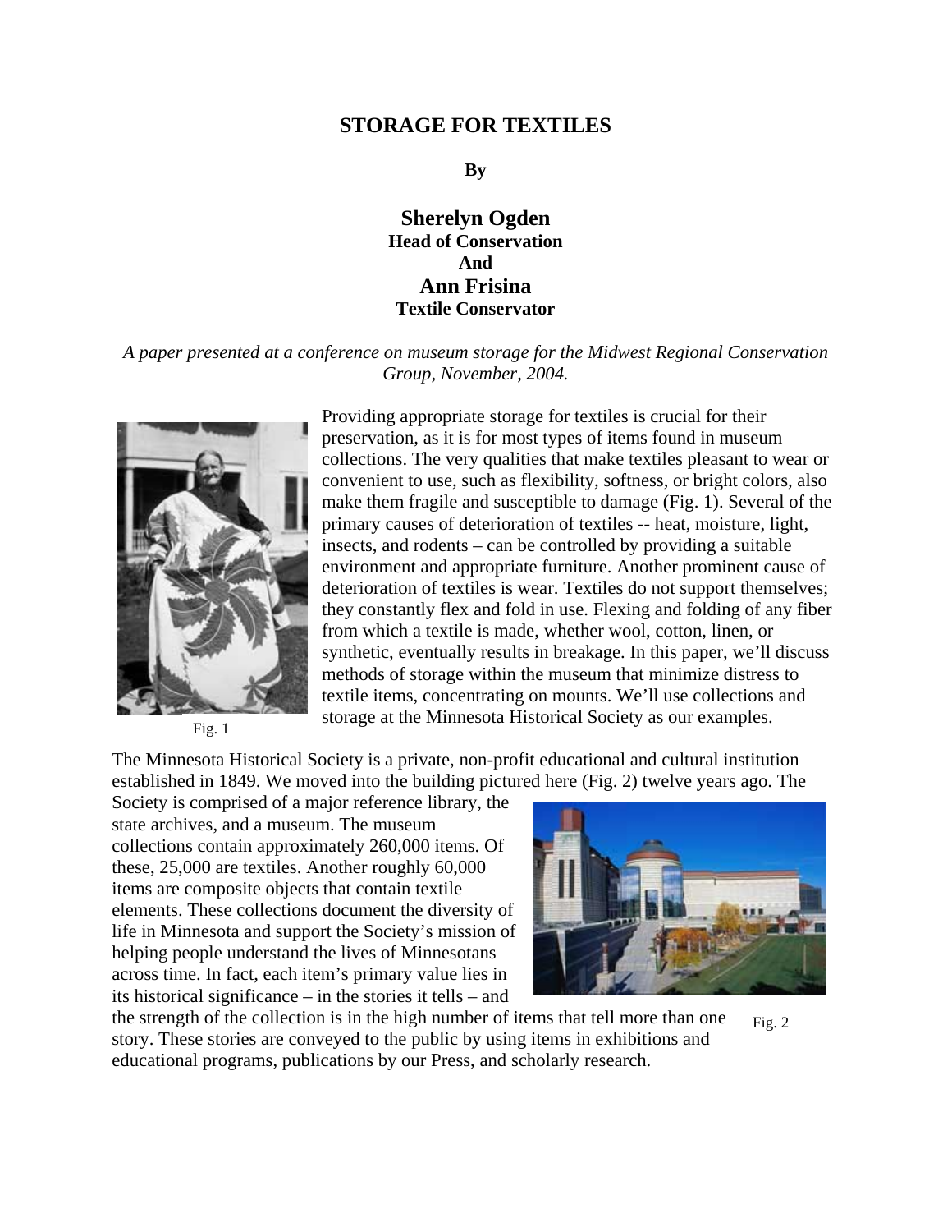# STORAGE FOR TEXTILES

**By**

**Sherelyn Ogden**
**Head of Conservation**
**And**
**Ann Frisina**
**Textile Conservator**

*A paper presented at a conference on museum storage for the Midwest Regional Conservation Group, November, 2004.*

Fig. 1

Providing appropriate storage for textiles is crucial for their preservation, as it is for most types of items found in museum collections. The very qualities that make textiles pleasant to wear or convenient to use, such as flexibility, softness, or bright colors, also make them fragile and susceptible to damage (Fig. 1). Several of the primary causes of deterioration of textiles -- heat, moisture, light, insects, and rodents – can be controlled by providing a suitable environment and appropriate furniture. Another prominent cause of deterioration of textiles is wear. Textiles do not support themselves; they constantly flex and fold in use. Flexing and folding of any fiber from which a textile is made, whether wool, cotton, linen, or synthetic, eventually results in breakage. In this paper, we'll discuss methods of storage within the museum that minimize distress to textile items, concentrating on mounts. We'll use collections and storage at the Minnesota Historical Society as our examples.

The Minnesota Historical Society is a private, non-profit educational and cultural institution established in 1849. We moved into the building pictured here (Fig. 2) twelve years ago. The Society is comprised of a major reference library, the state archives, and a museum. The museum collections contain approximately 260,000 items. Of these, 25,000 are textiles. Another roughly 60,000 items are composite objects that contain textile elements. These collections document the diversity of life in Minnesota and support the Society's mission of helping people understand the lives of Minnesotans across time. In fact, each item's primary value lies in its historical significance – in the stories it tells – and the strength of the collection is in the high number of items that tell more than one story. These stories are conveyed to the public by using items in exhibitions and educational programs, publications by our Press, and scholarly research.

Fig. 2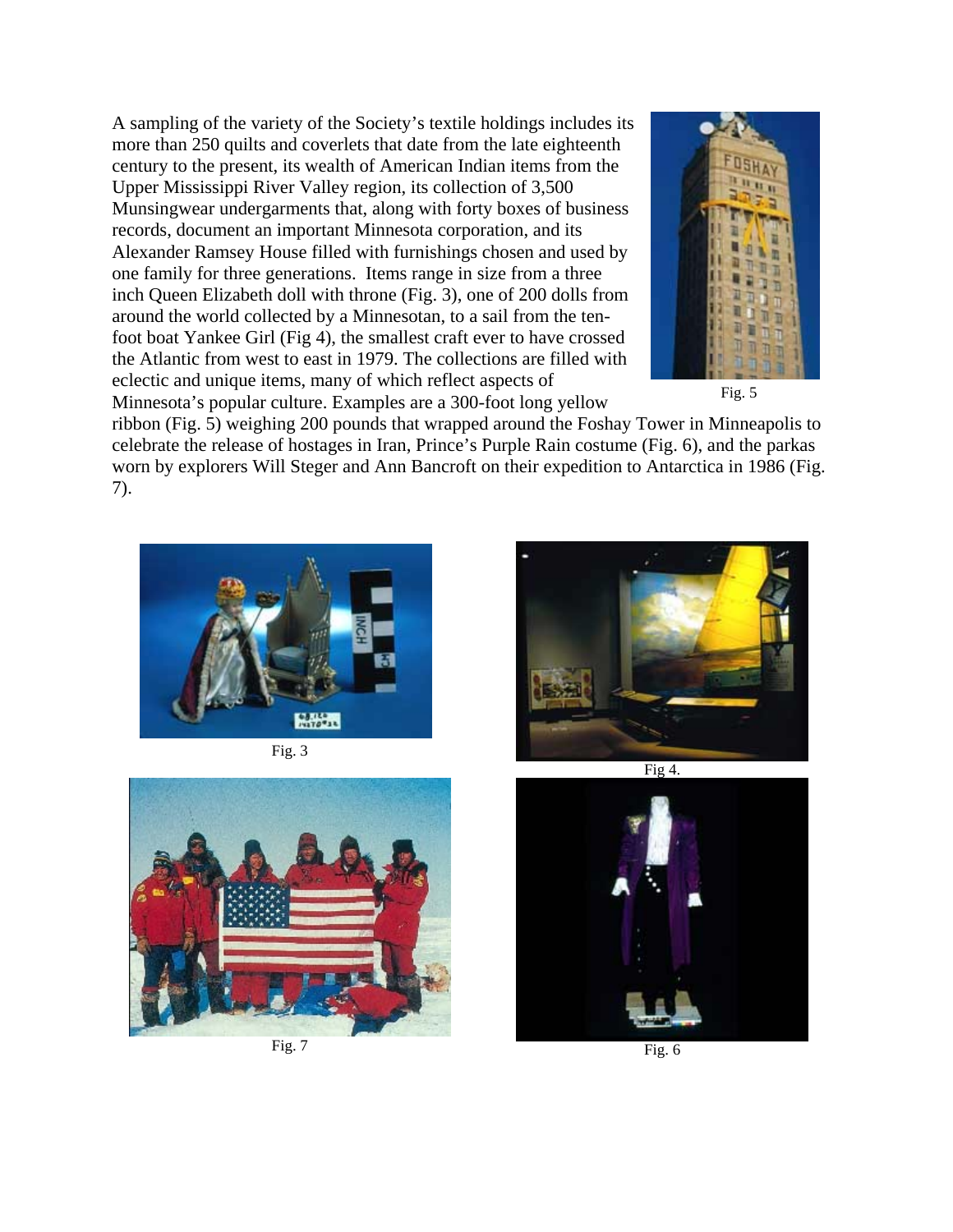A sampling of the variety of the Society's textile holdings includes its more than 250 quilts and coverlets that date from the late eighteenth century to the present, its wealth of American Indian items from the Upper Mississippi River Valley region, its collection of 3,500 Munsingwear undergarments that, along with forty boxes of business records, document an important Minnesota corporation, and its Alexander Ramsey House filled with furnishings chosen and used by one family for three generations. Items range in size from a three inch Queen Elizabeth doll with throne (Fig. 3), one of 200 dolls from around the world collected by a Minnesotan, to a sail from the ten-foot boat Yankee Girl (Fig 4), the smallest craft ever to have crossed the Atlantic from west to east in 1979. The collections are filled with eclectic and unique items, many of which reflect aspects of Minnesota's popular culture. Examples are a 300-foot long yellow ribbon (Fig. 5) weighing 200 pounds that wrapped around the Foshay Tower in Minneapolis to celebrate the release of hostages in Iran, Prince's Purple Rain costume (Fig. 6), and the parkas worn by explorers Will Steger and Ann Bancroft on their expedition to Antarctica in 1986 (Fig. 7).

Fig. 5

Fig. 3

Fig 4.

Fig. 7

Fig. 6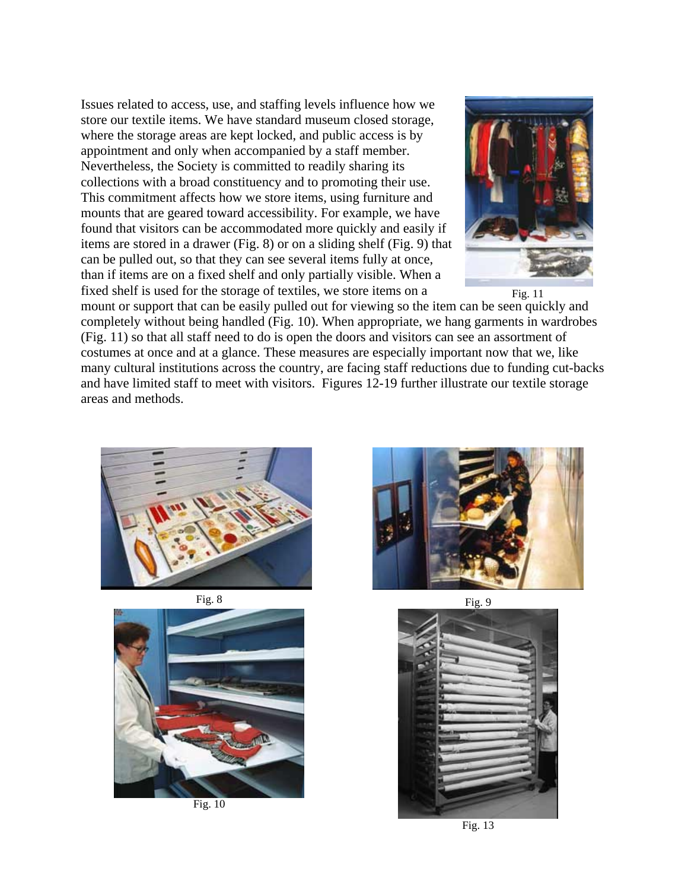Issues related to access, use, and staffing levels influence how we store our textile items. We have standard museum closed storage, where the storage areas are kept locked, and public access is by appointment and only when accompanied by a staff member. Nevertheless, the Society is committed to readily sharing its collections with a broad constituency and to promoting their use. This commitment affects how we store items, using furniture and mounts that are geared toward accessibility. For example, we have found that visitors can be accommodated more quickly and easily if items are stored in a drawer (Fig. 8) or on a sliding shelf (Fig. 9) that can be pulled out, so that they can see several items fully at once, than if items are on a fixed shelf and only partially visible. When a fixed shelf is used for the storage of textiles, we store items on a mount or support that can be easily pulled out for viewing so the item can be seen quickly and completely without being handled (Fig. 10). When appropriate, we hang garments in wardrobes (Fig. 11) so that all staff need to do is open the doors and visitors can see an assortment of costumes at once and at a glance. These measures are especially important now that we, like many cultural institutions across the country, are facing staff reductions due to funding cut-backs and have limited staff to meet with visitors. Figures 12-19 further illustrate our textile storage areas and methods.

Fig. 11

Fig. 8

Fig. 9

Fig. 10

Fig. 13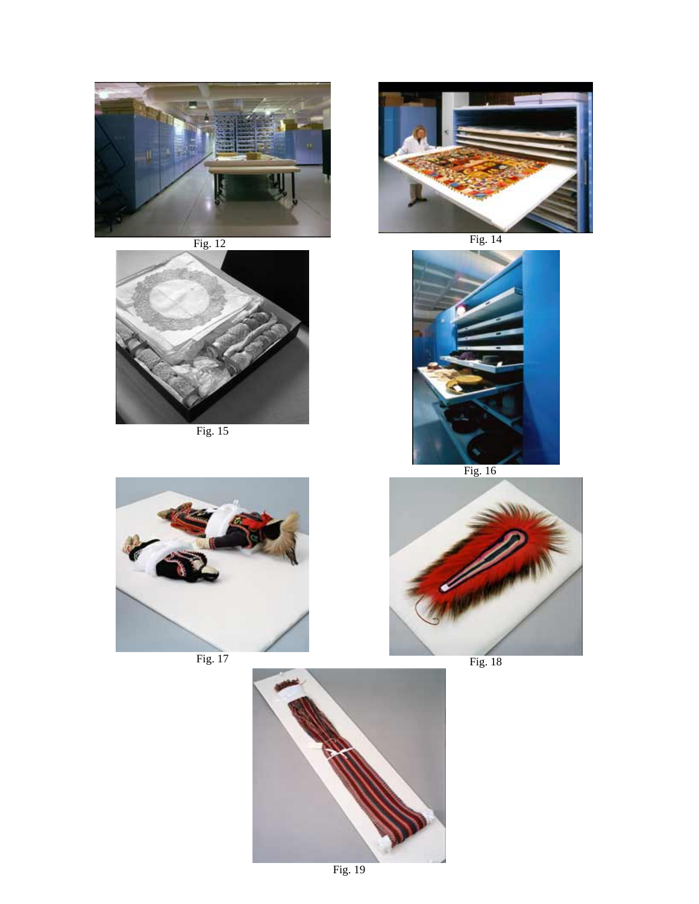Fig. 12

Fig. 14

Fig. 15

Fig. 16

Fig. 17

Fig. 18

Fig. 19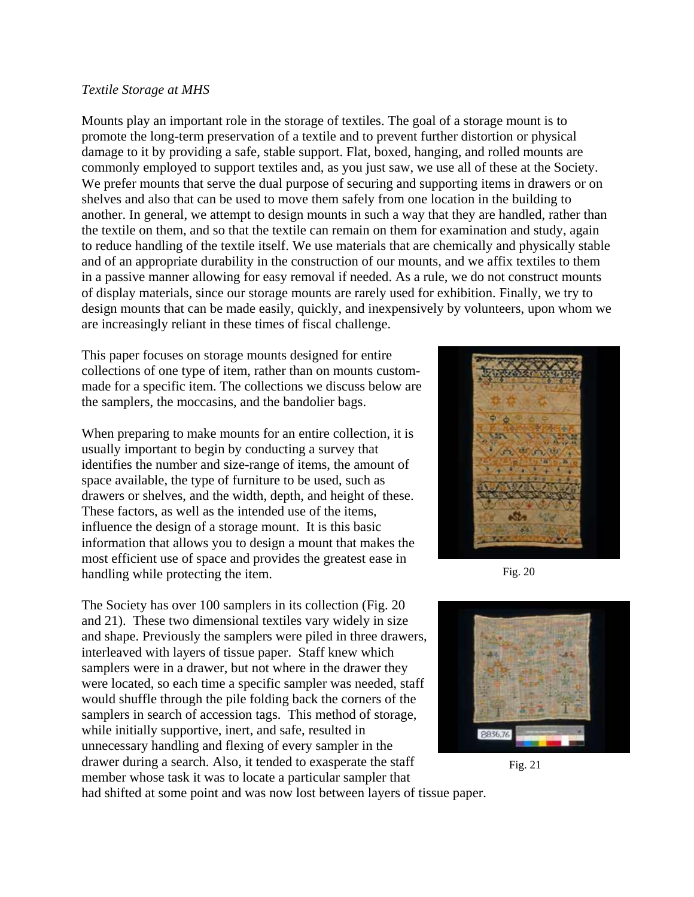*Textile Storage at MHS*

Mounts play an important role in the storage of textiles. The goal of a storage mount is to promote the long-term preservation of a textile and to prevent further distortion or physical damage to it by providing a safe, stable support. Flat, boxed, hanging, and rolled mounts are commonly employed to support textiles and, as you just saw, we use all of these at the Society. We prefer mounts that serve the dual purpose of securing and supporting items in drawers or on shelves and also that can be used to move them safely from one location in the building to another. In general, we attempt to design mounts in such a way that they are handled, rather than the textile on them, and so that the textile can remain on them for examination and study, again to reduce handling of the textile itself. We use materials that are chemically and physically stable and of an appropriate durability in the construction of our mounts, and we affix textiles to them in a passive manner allowing for easy removal if needed. As a rule, we do not construct mounts of display materials, since our storage mounts are rarely used for exhibition. Finally, we try to design mounts that can be made easily, quickly, and inexpensively by volunteers, upon whom we are increasingly reliant in these times of fiscal challenge.

This paper focuses on storage mounts designed for entire collections of one type of item, rather than on mounts custom-made for a specific item. The collections we discuss below are the samplers, the moccasins, and the bandolier bags.

When preparing to make mounts for an entire collection, it is usually important to begin by conducting a survey that identifies the number and size-range of items, the amount of space available, the type of furniture to be used, such as drawers or shelves, and the width, depth, and height of these. These factors, as well as the intended use of the items, influence the design of a storage mount. It is this basic information that allows you to design a mount that makes the most efficient use of space and provides the greatest ease in handling while protecting the item.

Fig. 20

The Society has over 100 samplers in its collection (Fig. 20 and 21). These two dimensional textiles vary widely in size and shape. Previously the samplers were piled in three drawers, interleaved with layers of tissue paper. Staff knew which samplers were in a drawer, but not where in the drawer they were located, so each time a specific sampler was needed, staff would shuffle through the pile folding back the corners of the samplers in search of accession tags. This method of storage, while initially supportive, inert, and safe, resulted in unnecessary handling and flexing of every sampler in the drawer during a search. Also, it tended to exasperate the staff member whose task it was to locate a particular sampler that had shifted at some point and was now lost between layers of tissue paper.

Fig. 21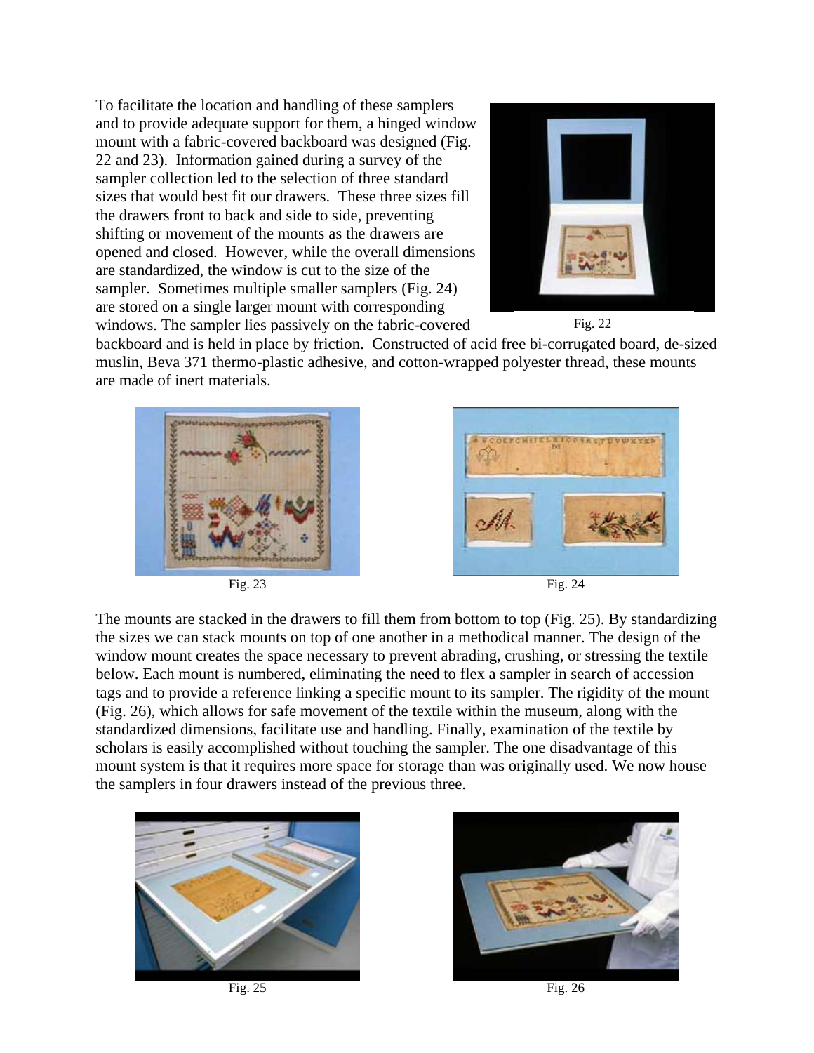To facilitate the location and handling of these samplers and to provide adequate support for them, a hinged window mount with a fabric-covered backboard was designed (Fig. 22 and 23). Information gained during a survey of the sampler collection led to the selection of three standard sizes that would best fit our drawers. These three sizes fill the drawers front to back and side to side, preventing shifting or movement of the mounts as the drawers are opened and closed. However, while the overall dimensions are standardized, the window is cut to the size of the sampler. Sometimes multiple smaller samplers (Fig. 24) are stored on a single larger mount with corresponding windows. The sampler lies passively on the fabric-covered backboard and is held in place by friction. Constructed of acid free bi-corrugated board, de-sized muslin, Beva 371 thermo-plastic adhesive, and cotton-wrapped polyester thread, these mounts are made of inert materials.

Fig. 22

Fig. 23

Fig. 24

The mounts are stacked in the drawers to fill them from bottom to top (Fig. 25). By standardizing the sizes we can stack mounts on top of one another in a methodical manner. The design of the window mount creates the space necessary to prevent abrading, crushing, or stressing the textile below. Each mount is numbered, eliminating the need to flex a sampler in search of accession tags and to provide a reference linking a specific mount to its sampler. The rigidity of the mount (Fig. 26), which allows for safe movement of the textile within the museum, along with the standardized dimensions, facilitate use and handling. Finally, examination of the textile by scholars is easily accomplished without touching the sampler. The one disadvantage of this mount system is that it requires more space for storage than was originally used. We now house the samplers in four drawers instead of the previous three.

Fig. 25

Fig. 26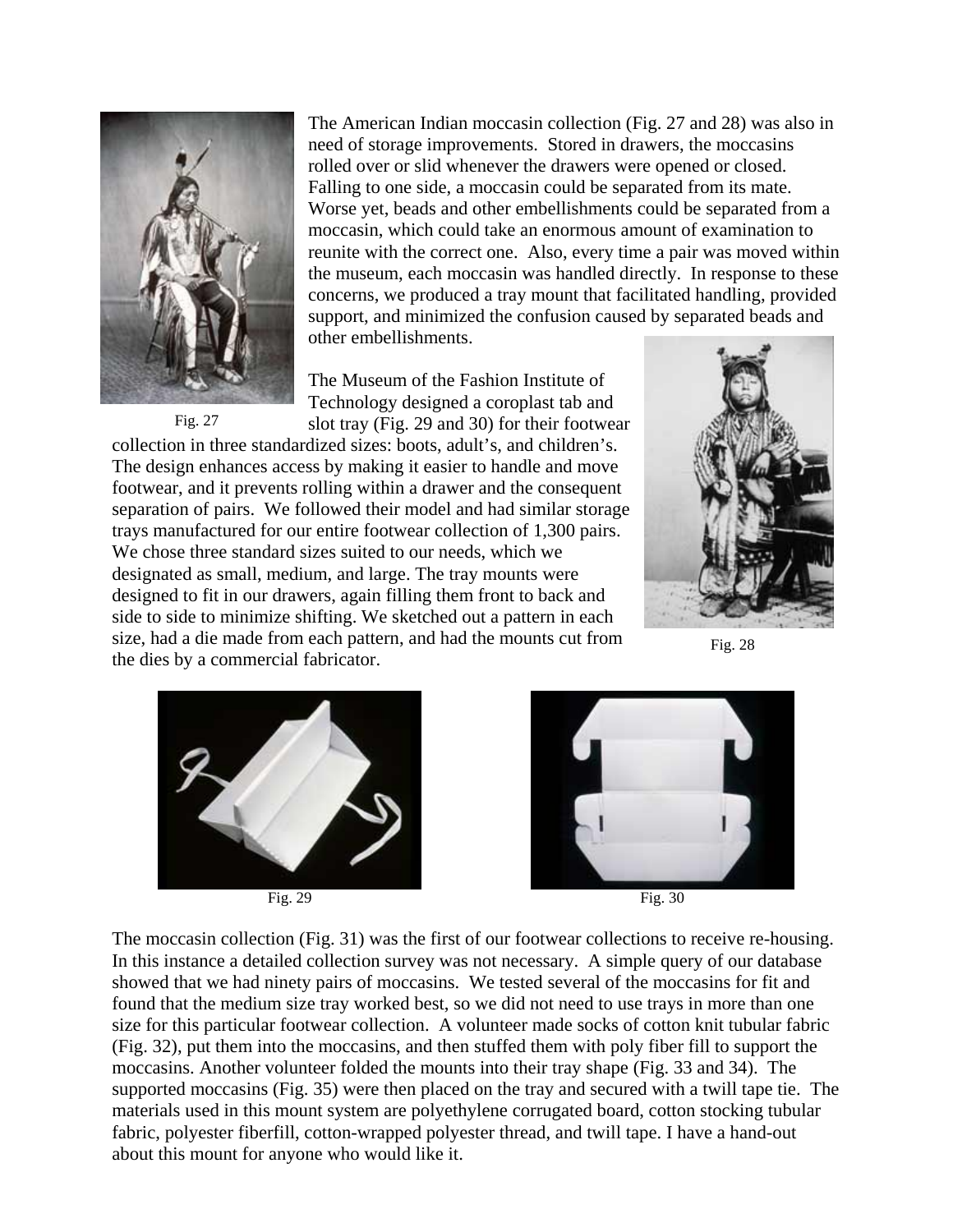The American Indian moccasin collection (Fig. 27 and 28) was also in need of storage improvements. Stored in drawers, the moccasins rolled over or slid whenever the drawers were opened or closed. Falling to one side, a moccasin could be separated from its mate. Worse yet, beads and other embellishments could be separated from a moccasin, which could take an enormous amount of examination to reunite with the correct one. Also, every time a pair was moved within the museum, each moccasin was handled directly. In response to these concerns, we produced a tray mount that facilitated handling, provided support, and minimized the confusion caused by separated beads and other embellishments.

Fig. 27

The Museum of the Fashion Institute of Technology designed a coroplast tab and slot tray (Fig. 29 and 30) for their footwear collection in three standardized sizes: boots, adult's, and children's. The design enhances access by making it easier to handle and move footwear, and it prevents rolling within a drawer and the consequent separation of pairs. We followed their model and had similar storage trays manufactured for our entire footwear collection of 1,300 pairs. We chose three standard sizes suited to our needs, which we designated as small, medium, and large. The tray mounts were designed to fit in our drawers, again filling them front to back and side to side to minimize shifting. We sketched out a pattern in each size, had a die made from each pattern, and had the mounts cut from the dies by a commercial fabricator.

Fig. 28

Fig. 29

Fig. 30

The moccasin collection (Fig. 31) was the first of our footwear collections to receive re-housing. In this instance a detailed collection survey was not necessary. A simple query of our database showed that we had ninety pairs of moccasins. We tested several of the moccasins for fit and found that the medium size tray worked best, so we did not need to use trays in more than one size for this particular footwear collection. A volunteer made socks of cotton knit tubular fabric (Fig. 32), put them into the moccasins, and then stuffed them with poly fiber fill to support the moccasins. Another volunteer folded the mounts into their tray shape (Fig. 33 and 34). The supported moccasins (Fig. 35) were then placed on the tray and secured with a twill tape tie. The materials used in this mount system are polyethylene corrugated board, cotton stocking tubular fabric, polyester fiberfill, cotton-wrapped polyester thread, and twill tape. I have a hand-out about this mount for anyone who would like it.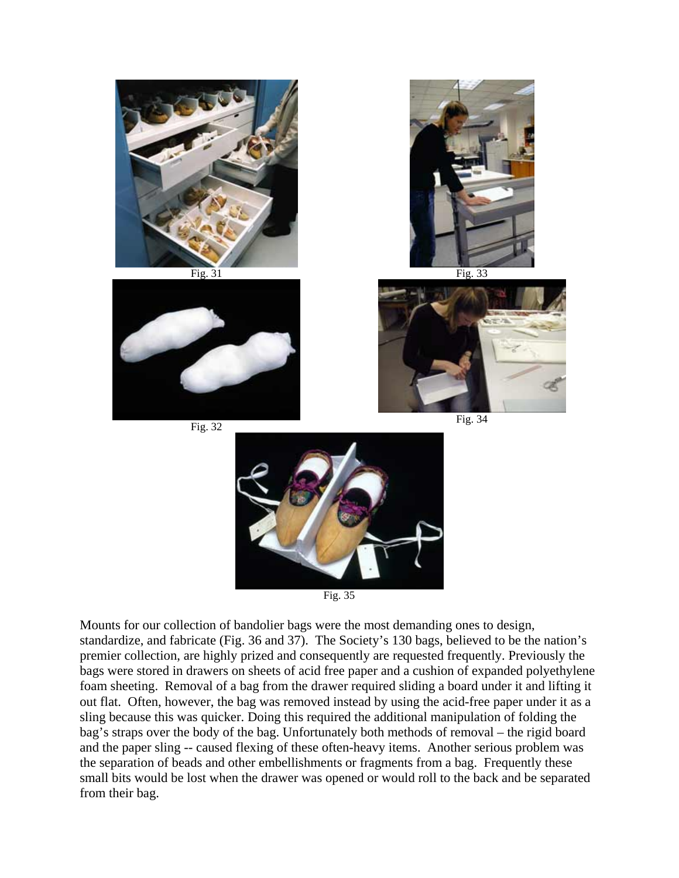Fig. 31

Fig. 33

Fig. 32

Fig. 34

Fig. 35

Mounts for our collection of bandolier bags were the most demanding ones to design, standardize, and fabricate (Fig. 36 and 37). The Society's 130 bags, believed to be the nation's premier collection, are highly prized and consequently are requested frequently. Previously the bags were stored in drawers on sheets of acid free paper and a cushion of expanded polyethylene foam sheeting. Removal of a bag from the drawer required sliding a board under it and lifting it out flat. Often, however, the bag was removed instead by using the acid-free paper under it as a sling because this was quicker. Doing this required the additional manipulation of folding the bag's straps over the body of the bag. Unfortunately both methods of removal – the rigid board and the paper sling -- caused flexing of these often-heavy items. Another serious problem was the separation of beads and other embellishments or fragments from a bag. Frequently these small bits would be lost when the drawer was opened or would roll to the back and be separated from their bag.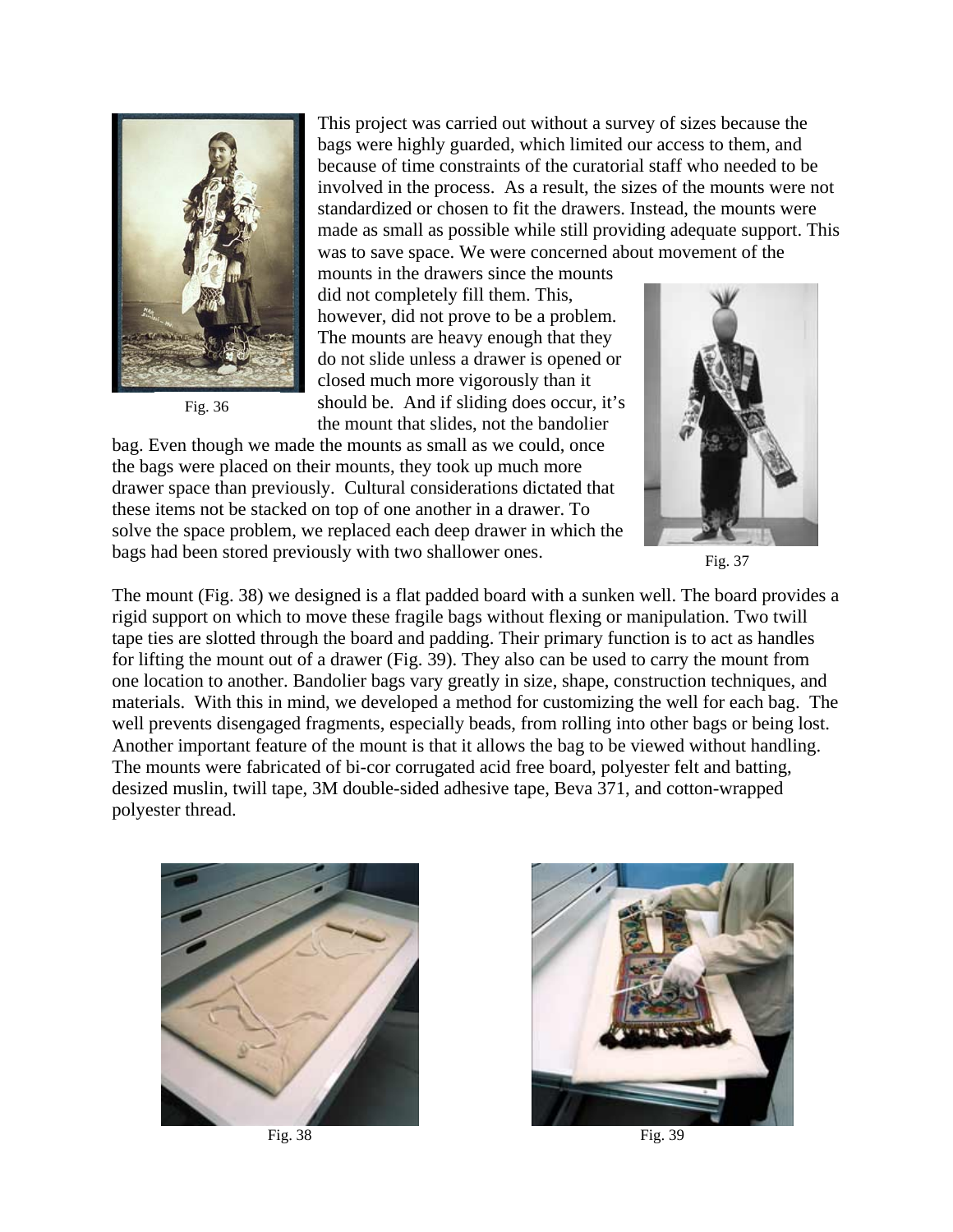This project was carried out without a survey of sizes because the bags were highly guarded, which limited our access to them, and because of time constraints of the curatorial staff who needed to be involved in the process. As a result, the sizes of the mounts were not standardized or chosen to fit the drawers. Instead, the mounts were made as small as possible while still providing adequate support. This was to save space. We were concerned about movement of the mounts in the drawers since the mounts did not completely fill them. This, however, did not prove to be a problem. The mounts are heavy enough that they do not slide unless a drawer is opened or closed much more vigorously than it should be. And if sliding does occur, it's the mount that slides, not the bandolier bag. Even though we made the mounts as small as we could, once the bags were placed on their mounts, they took up much more drawer space than previously. Cultural considerations dictated that these items not be stacked on top of one another in a drawer. To solve the space problem, we replaced each deep drawer in which the bags had been stored previously with two shallower ones.

Fig. 36

Fig. 37

The mount (Fig. 38) we designed is a flat padded board with a sunken well. The board provides a rigid support on which to move these fragile bags without flexing or manipulation. Two twill tape ties are slotted through the board and padding. Their primary function is to act as handles for lifting the mount out of a drawer (Fig. 39). They also can be used to carry the mount from one location to another. Bandolier bags vary greatly in size, shape, construction techniques, and materials. With this in mind, we developed a method for customizing the well for each bag. The well prevents disengaged fragments, especially beads, from rolling into other bags or being lost. Another important feature of the mount is that it allows the bag to be viewed without handling. The mounts were fabricated of bi-cor corrugated acid free board, polyester felt and batting, desized muslin, twill tape, 3M double-sided adhesive tape, Beva 371, and cotton-wrapped polyester thread.

Fig. 38

Fig. 39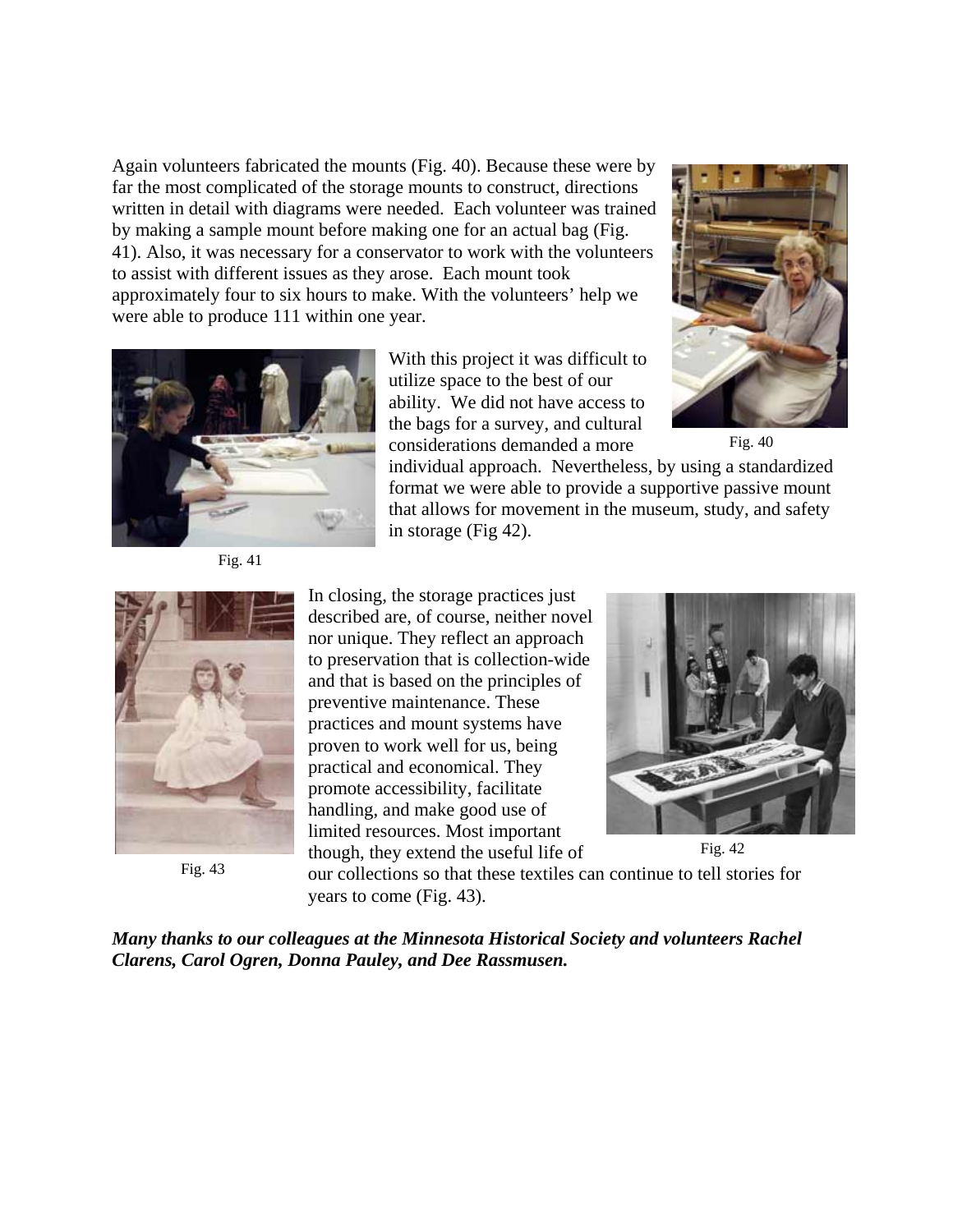Again volunteers fabricated the mounts (Fig. 40). Because these were by far the most complicated of the storage mounts to construct, directions written in detail with diagrams were needed. Each volunteer was trained by making a sample mount before making one for an actual bag (Fig. 41). Also, it was necessary for a conservator to work with the volunteers to assist with different issues as they arose. Each mount took approximately four to six hours to make. With the volunteers' help we were able to produce 111 within one year.

Fig. 40

With this project it was difficult to utilize space to the best of our ability. We did not have access to the bags for a survey, and cultural considerations demanded a more individual approach. Nevertheless, by using a standardized format we were able to provide a supportive passive mount that allows for movement in the museum, study, and safety in storage (Fig 42).

Fig. 41

In closing, the storage practices just described are, of course, neither novel nor unique. They reflect an approach to preservation that is collection-wide and that is based on the principles of preventive maintenance. These practices and mount systems have proven to work well for us, being practical and economical. They promote accessibility, facilitate handling, and make good use of limited resources. Most important though, they extend the useful life of our collections so that these textiles can continue to tell stories for years to come (Fig. 43).

Fig. 42

Fig. 43

***Many thanks to our colleagues at the Minnesota Historical Society and volunteers Rachel Clarens, Carol Ogren, Donna Pauley, and Dee Rassmusen.***